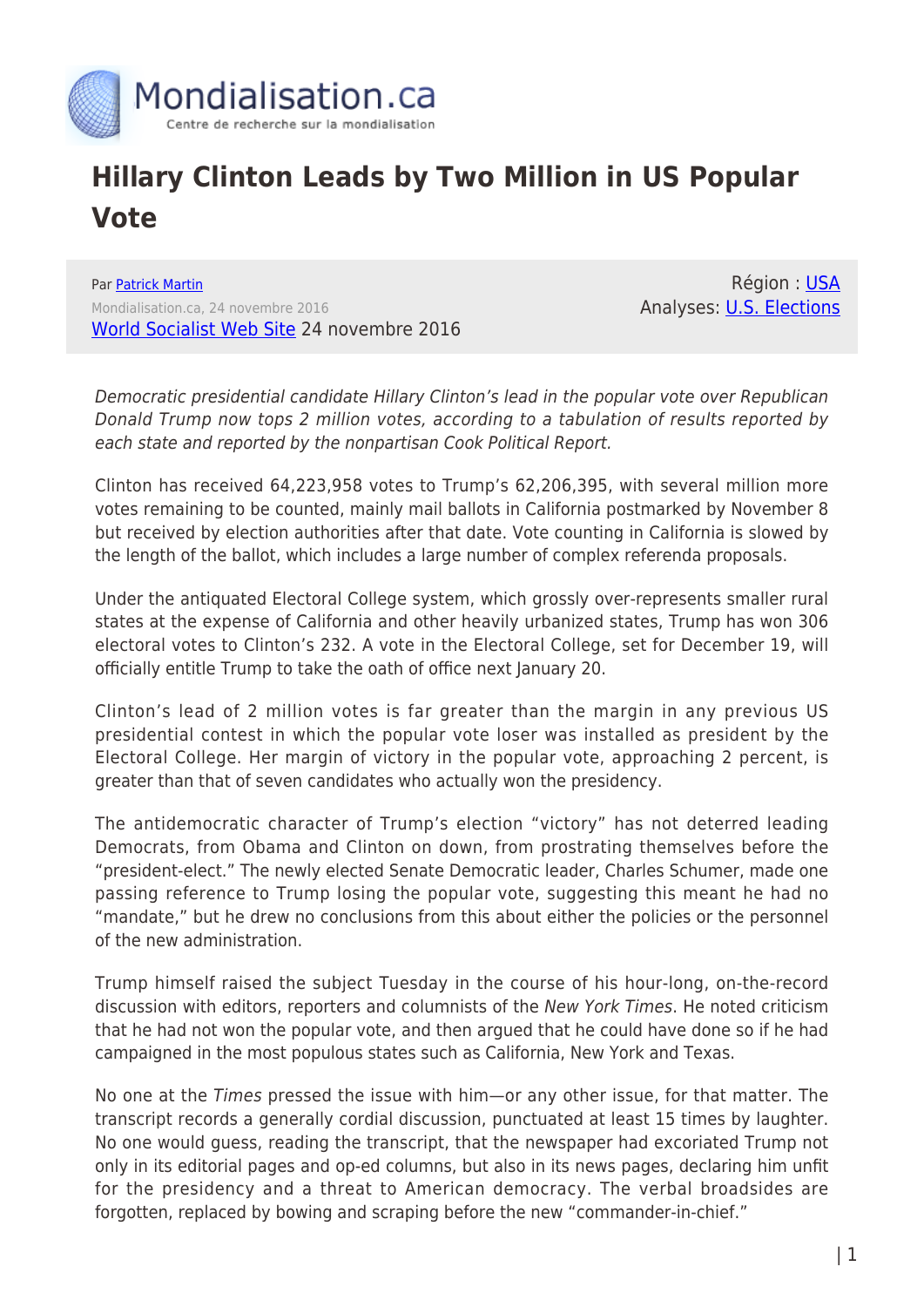# Hillary Clinton Leads by Two Million in US Popular Vote

Par [Patrick Martin]
Mondialisation.ca, 24 novembre 2016
[World Socialist Web Site] 24 novembre 2016

Région : [USA]
Analyses: [U.S. Elections]

*Democratic presidential candidate Hillary Clinton's lead in the popular vote over Republican Donald Trump now tops 2 million votes, according to a tabulation of results reported by each state and reported by the nonpartisan Cook Political Report.*

Clinton has received 64,223,958 votes to Trump's 62,206,395, with several million more votes remaining to be counted, mainly mail ballots in California postmarked by November 8 but received by election authorities after that date. Vote counting in California is slowed by the length of the ballot, which includes a large number of complex referenda proposals.

Under the antiquated Electoral College system, which grossly over-represents smaller rural states at the expense of California and other heavily urbanized states, Trump has won 306 electoral votes to Clinton's 232. A vote in the Electoral College, set for December 19, will officially entitle Trump to take the oath of office next January 20.

Clinton's lead of 2 million votes is far greater than the margin in any previous US presidential contest in which the popular vote loser was installed as president by the Electoral College. Her margin of victory in the popular vote, approaching 2 percent, is greater than that of seven candidates who actually won the presidency.

The antidemocratic character of Trump's election "victory" has not deterred leading Democrats, from Obama and Clinton on down, from prostrating themselves before the "president-elect." The newly elected Senate Democratic leader, Charles Schumer, made one passing reference to Trump losing the popular vote, suggesting this meant he had no "mandate," but he drew no conclusions from this about either the policies or the personnel of the new administration.

Trump himself raised the subject Tuesday in the course of his hour-long, on-the-record discussion with editors, reporters and columnists of the *New York Times*. He noted criticism that he had not won the popular vote, and then argued that he could have done so if he had campaigned in the most populous states such as California, New York and Texas.

No one at the *Times* pressed the issue with him—or any other issue, for that matter. The transcript records a generally cordial discussion, punctuated at least 15 times by laughter. No one would guess, reading the transcript, that the newspaper had excoriated Trump not only in its editorial pages and op-ed columns, but also in its news pages, declaring him unfit for the presidency and a threat to American democracy. The verbal broadsides are forgotten, replaced by bowing and scraping before the new "commander-in-chief."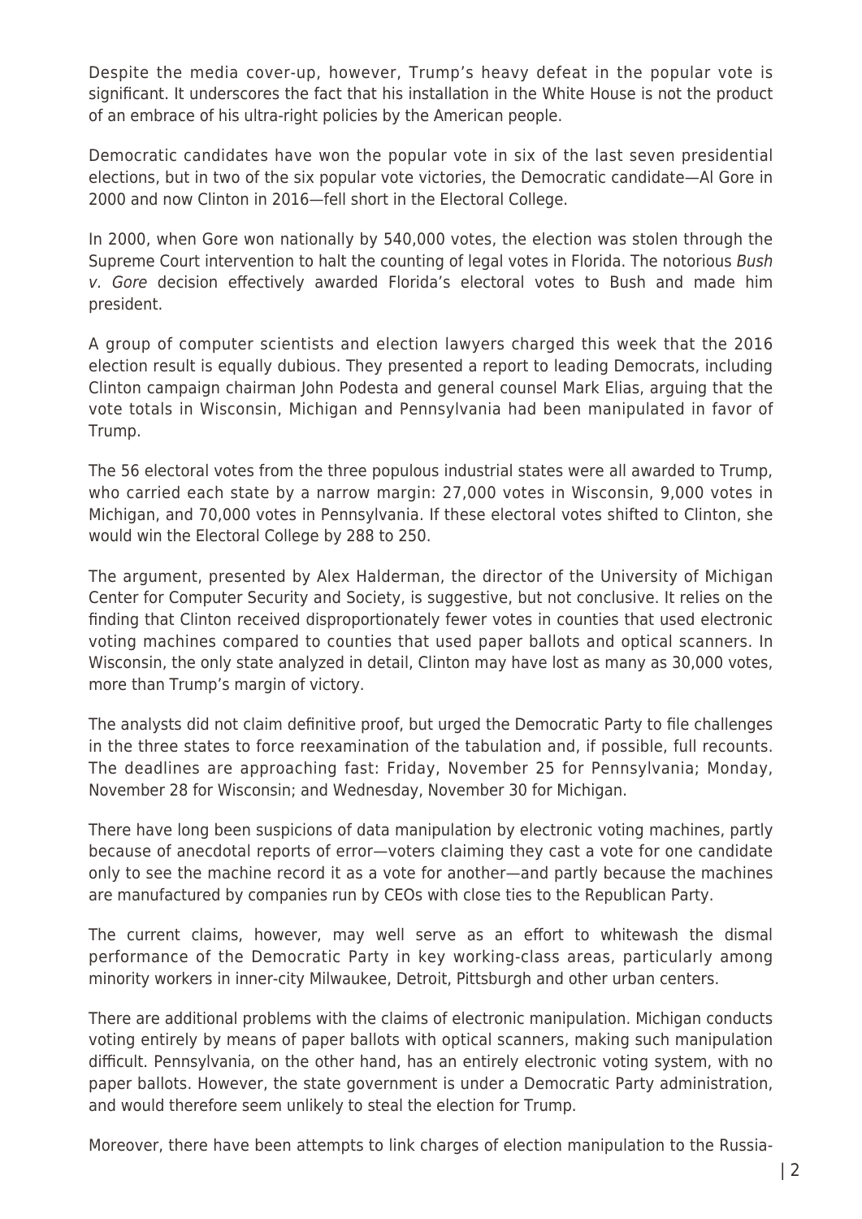Despite the media cover-up, however, Trump's heavy defeat in the popular vote is significant. It underscores the fact that his installation in the White House is not the product of an embrace of his ultra-right policies by the American people.

Democratic candidates have won the popular vote in six of the last seven presidential elections, but in two of the six popular vote victories, the Democratic candidate—Al Gore in 2000 and now Clinton in 2016—fell short in the Electoral College.

In 2000, when Gore won nationally by 540,000 votes, the election was stolen through the Supreme Court intervention to halt the counting of legal votes in Florida. The notorious *Bush v. Gore* decision effectively awarded Florida's electoral votes to Bush and made him president.

A group of computer scientists and election lawyers charged this week that the 2016 election result is equally dubious. They presented a report to leading Democrats, including Clinton campaign chairman John Podesta and general counsel Mark Elias, arguing that the vote totals in Wisconsin, Michigan and Pennsylvania had been manipulated in favor of Trump.

The 56 electoral votes from the three populous industrial states were all awarded to Trump, who carried each state by a narrow margin: 27,000 votes in Wisconsin, 9,000 votes in Michigan, and 70,000 votes in Pennsylvania. If these electoral votes shifted to Clinton, she would win the Electoral College by 288 to 250.

The argument, presented by Alex Halderman, the director of the University of Michigan Center for Computer Security and Society, is suggestive, but not conclusive. It relies on the finding that Clinton received disproportionately fewer votes in counties that used electronic voting machines compared to counties that used paper ballots and optical scanners. In Wisconsin, the only state analyzed in detail, Clinton may have lost as many as 30,000 votes, more than Trump's margin of victory.

The analysts did not claim definitive proof, but urged the Democratic Party to file challenges in the three states to force reexamination of the tabulation and, if possible, full recounts. The deadlines are approaching fast: Friday, November 25 for Pennsylvania; Monday, November 28 for Wisconsin; and Wednesday, November 30 for Michigan.

There have long been suspicions of data manipulation by electronic voting machines, partly because of anecdotal reports of error—voters claiming they cast a vote for one candidate only to see the machine record it as a vote for another—and partly because the machines are manufactured by companies run by CEOs with close ties to the Republican Party.

The current claims, however, may well serve as an effort to whitewash the dismal performance of the Democratic Party in key working-class areas, particularly among minority workers in inner-city Milwaukee, Detroit, Pittsburgh and other urban centers.

There are additional problems with the claims of electronic manipulation. Michigan conducts voting entirely by means of paper ballots with optical scanners, making such manipulation difficult. Pennsylvania, on the other hand, has an entirely electronic voting system, with no paper ballots. However, the state government is under a Democratic Party administration, and would therefore seem unlikely to steal the election for Trump.

Moreover, there have been attempts to link charges of election manipulation to the Russia-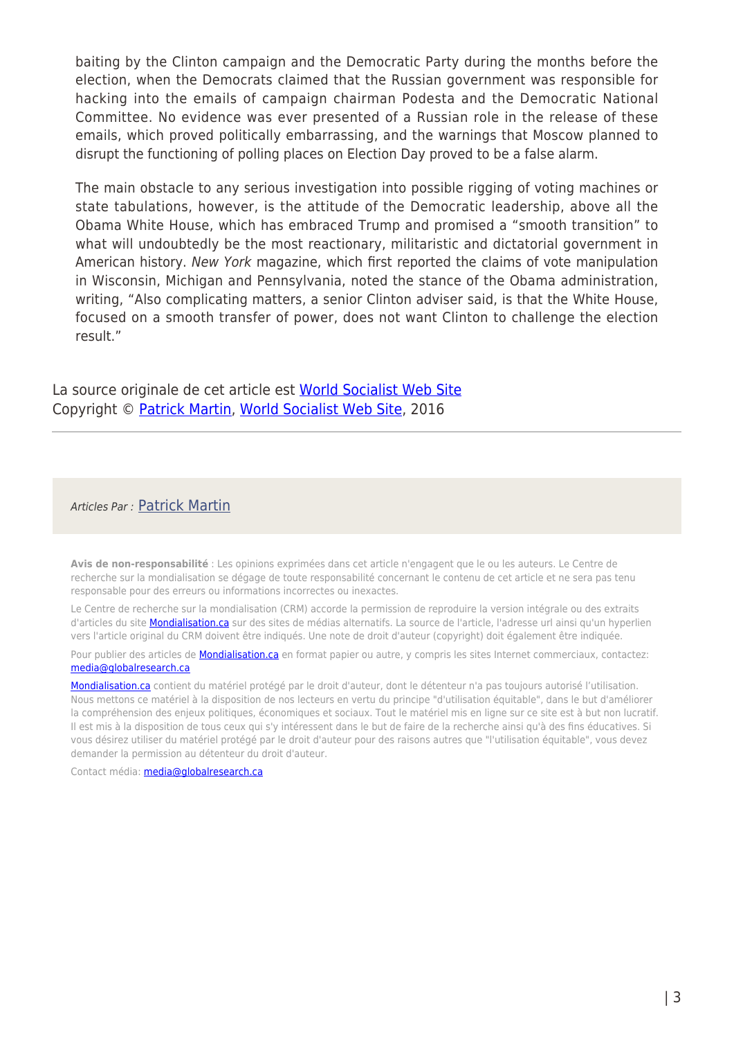baiting by the Clinton campaign and the Democratic Party during the months before the election, when the Democrats claimed that the Russian government was responsible for hacking into the emails of campaign chairman Podesta and the Democratic National Committee. No evidence was ever presented of a Russian role in the release of these emails, which proved politically embarrassing, and the warnings that Moscow planned to disrupt the functioning of polling places on Election Day proved to be a false alarm.

The main obstacle to any serious investigation into possible rigging of voting machines or state tabulations, however, is the attitude of the Democratic leadership, above all the Obama White House, which has embraced Trump and promised a "smooth transition" to what will undoubtedly be the most reactionary, militaristic and dictatorial government in American history. *New York* magazine, which first reported the claims of vote manipulation in Wisconsin, Michigan and Pennsylvania, noted the stance of the Obama administration, writing, "Also complicating matters, a senior Clinton adviser said, is that the White House, focused on a smooth transfer of power, does not want Clinton to challenge the election result."

La source originale de cet article est World Socialist Web Site
Copyright © Patrick Martin, World Socialist Web Site, 2016

---

*Articles Par :* Patrick Martin

**Avis de non-responsabilité** : Les opinions exprimées dans cet article n'engagent que le ou les auteurs. Le Centre de recherche sur la mondialisation se dégage de toute responsabilité concernant le contenu de cet article et ne sera pas tenu responsable pour des erreurs ou informations incorrectes ou inexactes.

Le Centre de recherche sur la mondialisation (CRM) accorde la permission de reproduire la version intégrale ou des extraits d'articles du site Mondialisation.ca sur des sites de médias alternatifs. La source de l'article, l'adresse url ainsi qu'un hyperlien vers l'article original du CRM doivent être indiqués. Une note de droit d'auteur (copyright) doit également être indiquée.

Pour publier des articles de Mondialisation.ca en format papier ou autre, y compris les sites Internet commerciaux, contactez: media@globalresearch.ca

Mondialisation.ca contient du matériel protégé par le droit d'auteur, dont le détenteur n'a pas toujours autorisé l'utilisation. Nous mettons ce matériel à la disposition de nos lecteurs en vertu du principe "d'utilisation équitable", dans le but d'améliorer la compréhension des enjeux politiques, économiques et sociaux. Tout le matériel mis en ligne sur ce site est à but non lucratif. Il est mis à la disposition de tous ceux qui s'y intéressent dans le but de faire de la recherche ainsi qu'à des fins éducatives. Si vous désirez utiliser du matériel protégé par le droit d'auteur pour des raisons autres que "l'utilisation équitable", vous devez demander la permission au détenteur du droit d'auteur.

Contact média: media@globalresearch.ca